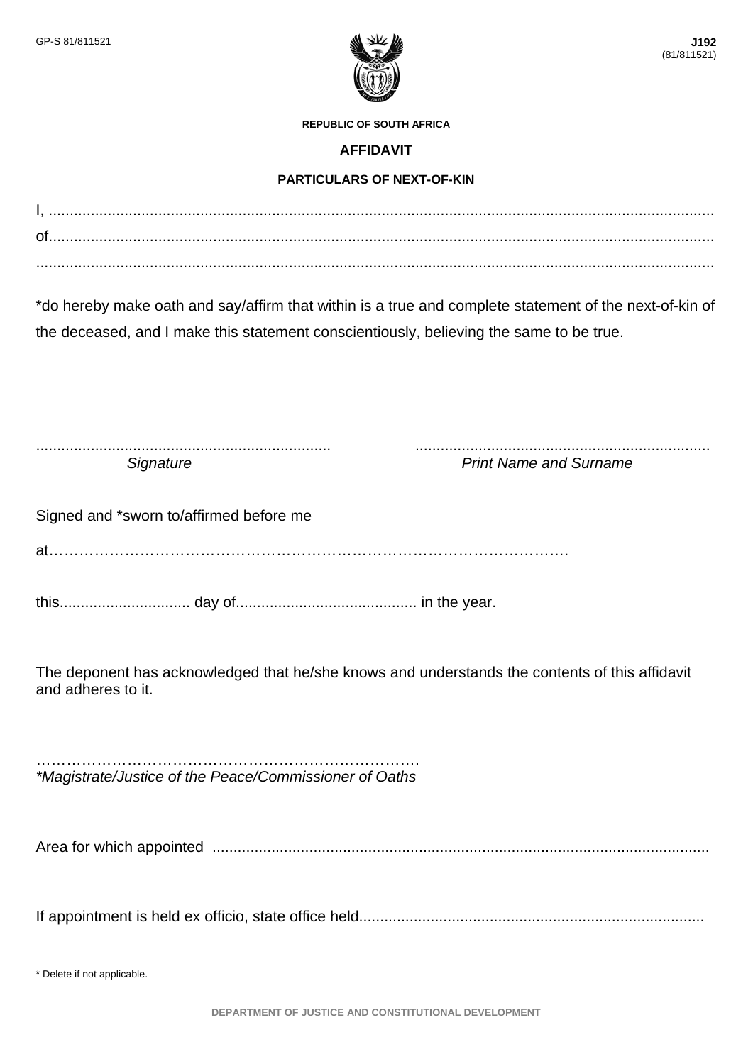GP-S 81/811521

**J192**
(81/811521)

**REPUBLIC OF SOUTH AFRICA**

## AFFIDAVIT

### PARTICULARS OF NEXT-OF-KIN

I, ..........................................................................................................................................................

of..........................................................................................................................................................

..........................................................................................................................................................

*do hereby make oath and say/affirm that within is a true and complete statement of the next-of-kin of the deceased, and I make this statement conscientiously, believing the same to be true.

..................................................................... .....................................................................
*Signature* *Print Name and Surname*

Signed and *sworn to/affirmed before me

at………………………………………………………………………………………

this............................... day of.......................................... in the year.

The deponent has acknowledged that he/she knows and understands the contents of this affidavit and adheres to it.

……………………………………………………………………
**Magistrate/Justice of the Peace/Commissioner of Oaths*

Area for which appointed ....................................................................................................................

If appointment is held ex officio, state office held.................................................................................

* Delete if not applicable.

DEPARTMENT OF JUSTICE AND CONSTITUTIONAL DEVELOPMENT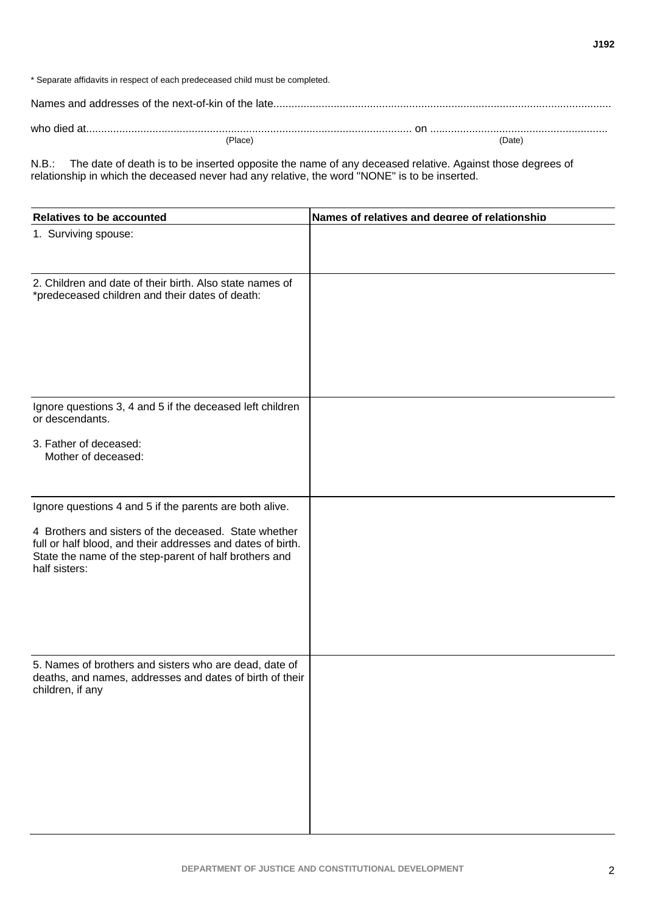\* Separate affidavits in respect of each predeceased child must be completed.

Names and addresses of the next-of-kin of the late..............................................................................................................

who died at.......................................................................................................... on .........................................................
(Place) (Date)

N.B.: The date of death is to be inserted opposite the name of any deceased relative. Against those degrees of relationship in which the deceased never had any relative, the word "NONE" is to be inserted.

| Relatives to be accounted | Names of relatives and degree of relationship |
|---|---|
| 1. Surviving spouse: | |
| 2. Children and date of their birth. Also state names of \*predeceased children and their dates of death: | |
| Ignore questions 3, 4 and 5 if the deceased left children or descendants.<br><br>3. Father of deceased:<br>Mother of deceased: | |
| Ignore questions 4 and 5 if the parents are both alive.<br><br>4 Brothers and sisters of the deceased. State whether full or half blood, and their addresses and dates of birth. State the name of the step-parent of half brothers and half sisters: | |
| 5. Names of brothers and sisters who are dead, date of deaths, and names, addresses and dates of birth of their children, if any | |